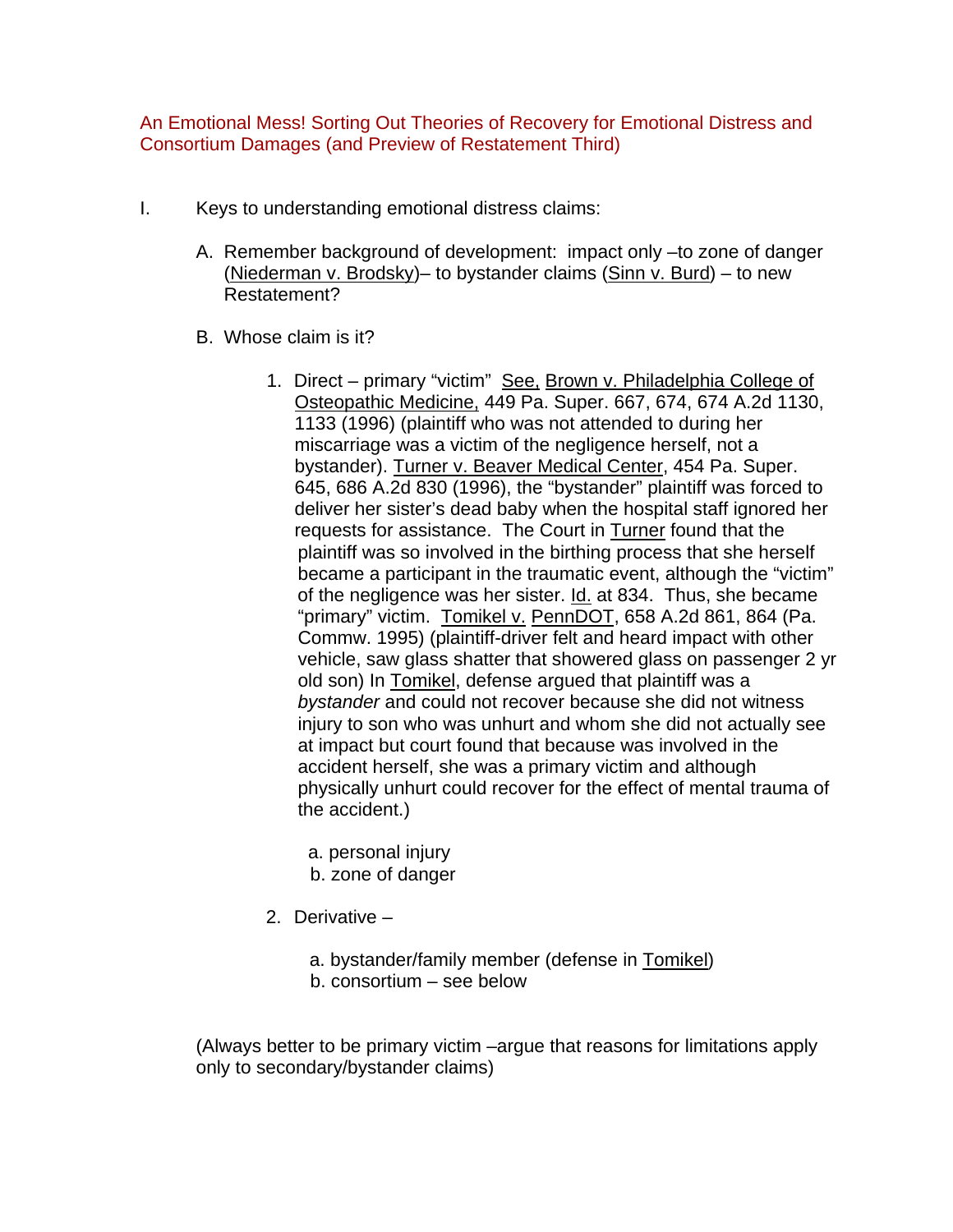# An Emotional Mess! Sorting Out Theories of Recovery for Emotional Distress and Consortium Damages (and Preview of Restatement Third)

I. Keys to understanding emotional distress claims:

A. Remember background of development: impact only –to zone of danger (Niederman v. Brodsky)– to bystander claims (Sinn v. Burd) – to new Restatement?

B. Whose claim is it?

1. Direct – primary "victim" See, Brown v. Philadelphia College of Osteopathic Medicine, 449 Pa. Super. 667, 674, 674 A.2d 1130, 1133 (1996) (plaintiff who was not attended to during her miscarriage was a victim of the negligence herself, not a bystander). Turner v. Beaver Medical Center, 454 Pa. Super. 645, 686 A.2d 830 (1996), the "bystander" plaintiff was forced to deliver her sister's dead baby when the hospital staff ignored her requests for assistance. The Court in Turner found that the plaintiff was so involved in the birthing process that she herself became a participant in the traumatic event, although the "victim" of the negligence was her sister. Id. at 834. Thus, she became "primary" victim. Tomikel v. PennDOT, 658 A.2d 861, 864 (Pa. Commw. 1995) (plaintiff-driver felt and heard impact with other vehicle, saw glass shatter that showered glass on passenger 2 yr old son) In Tomikel, defense argued that plaintiff was a *bystander* and could not recover because she did not witness injury to son who was unhurt and whom she did not actually see at impact but court found that because was involved in the accident herself, she was a primary victim and although physically unhurt could recover for the effect of mental trauma of the accident.)

   a. personal injury
   b. zone of danger

2. Derivative –

   a. bystander/family member (defense in Tomikel)
   b. consortium – see below

(Always better to be primary victim –argue that reasons for limitations apply only to secondary/bystander claims)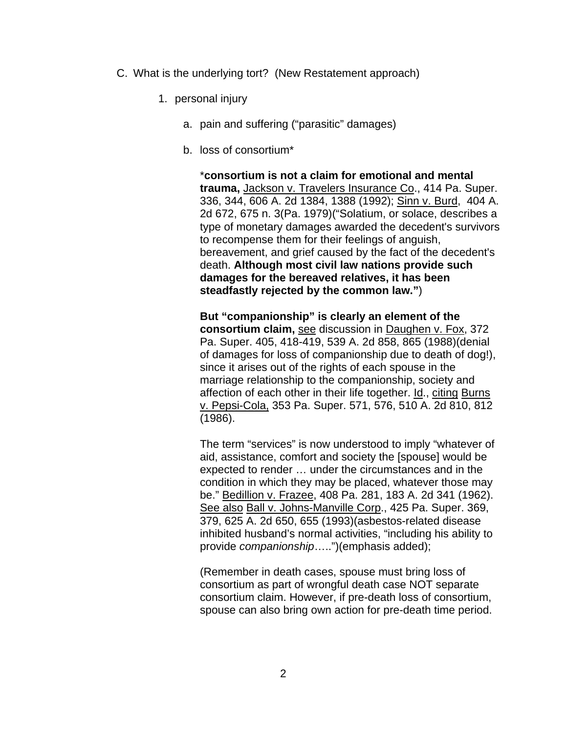C. What is the underlying tort? (New Restatement approach)

1. personal injury

   a. pain and suffering ("parasitic" damages)

   b. loss of consortium*

      ***consortium is not a claim for emotional and mental trauma,** Jackson v. Travelers Insurance Co., 414 Pa. Super. 336, 344, 606 A. 2d 1384, 1388 (1992); Sinn v. Burd, 404 A. 2d 672, 675 n. 3(Pa. 1979)("Solatium, or solace, describes a type of monetary damages awarded the decedent's survivors to recompense them for their feelings of anguish, bereavement, and grief caused by the fact of the decedent's death. **Although most civil law nations provide such damages for the bereaved relatives, it has been steadfastly rejected by the common law."**)

      **But "companionship" is clearly an element of the consortium claim,** see discussion in Daughen v. Fox, 372 Pa. Super. 405, 418-419, 539 A. 2d 858, 865 (1988)(denial of damages for loss of companionship due to death of dog!), since it arises out of the rights of each spouse in the marriage relationship to the companionship, society and affection of each other in their life together. Id., citing Burns v. Pepsi-Cola, 353 Pa. Super. 571, 576, 510 A. 2d 810, 812 (1986).

      The term "services" is now understood to imply "whatever of aid, assistance, comfort and society the [spouse] would be expected to render … under the circumstances and in the condition in which they may be placed, whatever those may be." Bedillion v. Frazee, 408 Pa. 281, 183 A. 2d 341 (1962). See also Ball v. Johns-Manville Corp., 425 Pa. Super. 369, 379, 625 A. 2d 650, 655 (1993)(asbestos-related disease inhibited husband's normal activities, "including his ability to provide *companionship*…..")(emphasis added);

      (Remember in death cases, spouse must bring loss of consortium as part of wrongful death case NOT separate consortium claim. However, if pre-death loss of consortium, spouse can also bring own action for pre-death time period.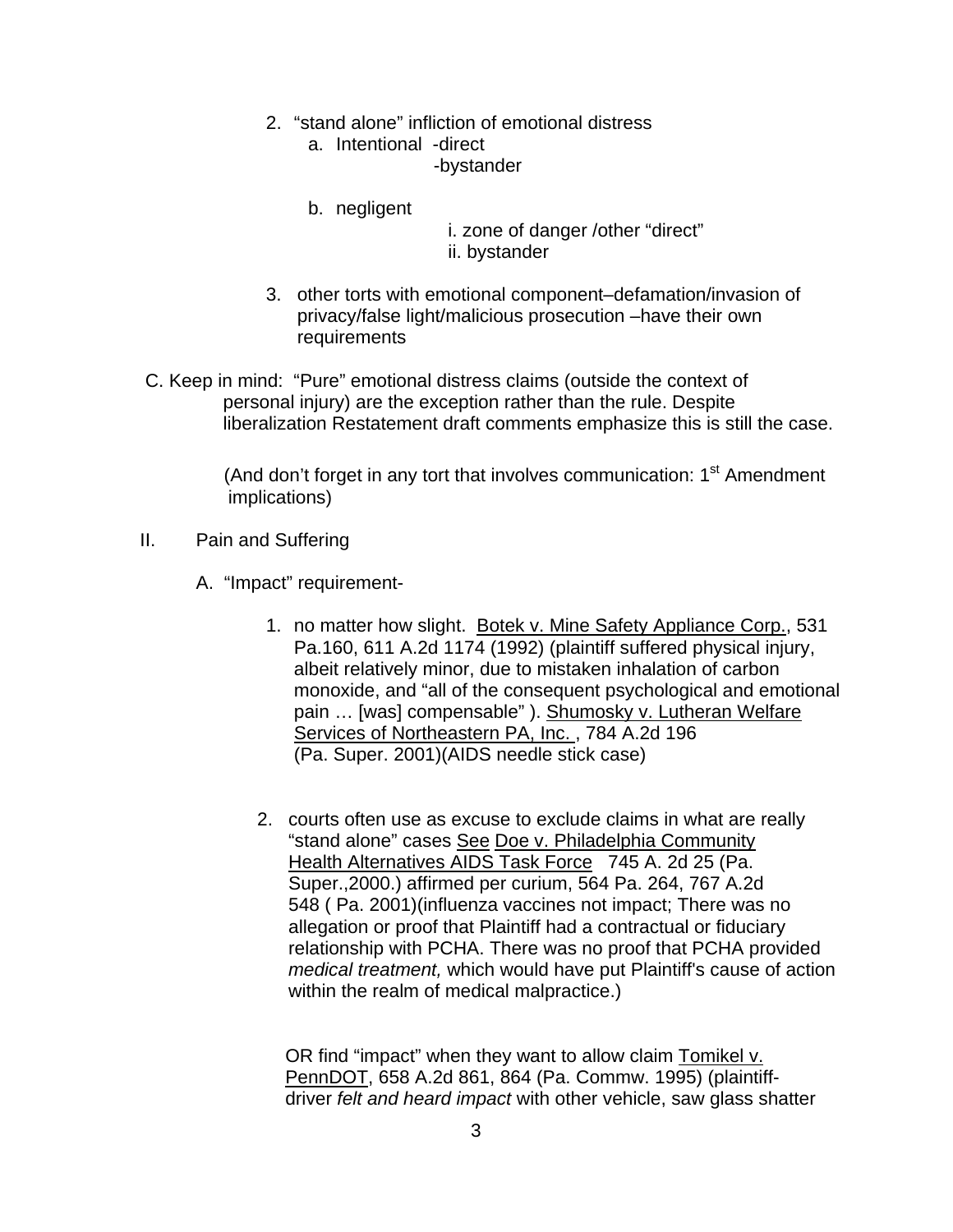2. "stand alone" infliction of emotional distress
    a. Intentional -direct
        -bystander

    b. negligent
        i. zone of danger /other "direct"
        ii. bystander

3. other torts with emotional component–defamation/invasion of privacy/false light/malicious prosecution –have their own requirements

C. Keep in mind: "Pure" emotional distress claims (outside the context of personal injury) are the exception rather than the rule. Despite liberalization Restatement draft comments emphasize this is still the case.

(And don't forget in any tort that involves communication: 1st Amendment implications)

II. Pain and Suffering

A. "Impact" requirement-

1. no matter how slight. Botek v. Mine Safety Appliance Corp., 531 Pa.160, 611 A.2d 1174 (1992) (plaintiff suffered physical injury, albeit relatively minor, due to mistaken inhalation of carbon monoxide, and "all of the consequent psychological and emotional pain … [was] compensable" ). Shumosky v. Lutheran Welfare Services of Northeastern PA, Inc. , 784 A.2d 196 (Pa. Super. 2001)(AIDS needle stick case)

2. courts often use as excuse to exclude claims in what are really "stand alone" cases See Doe v. Philadelphia Community Health Alternatives AIDS Task Force 745 A. 2d 25 (Pa. Super.,2000.) affirmed per curium, 564 Pa. 264, 767 A.2d 548 ( Pa. 2001)(influenza vaccines not impact; There was no allegation or proof that Plaintiff had a contractual or fiduciary relationship with PCHA. There was no proof that PCHA provided *medical treatment,* which would have put Plaintiff's cause of action within the realm of medical malpractice.)

   OR find "impact" when they want to allow claim Tomikel v. PennDOT, 658 A.2d 861, 864 (Pa. Commw. 1995) (plaintiff-driver *felt and heard impact* with other vehicle, saw glass shatter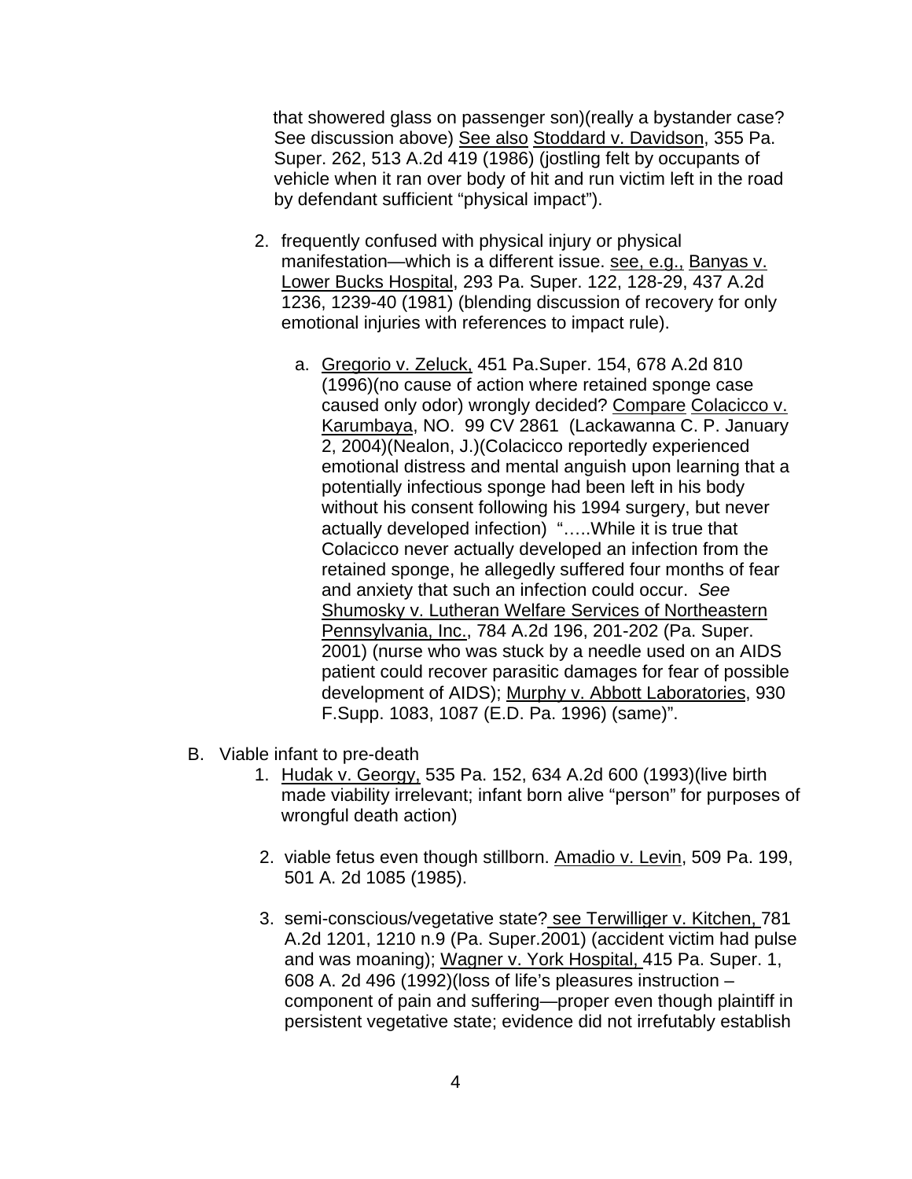that showered glass on passenger son)(really a bystander case? See discussion above) See also Stoddard v. Davidson, 355 Pa. Super. 262, 513 A.2d 419 (1986) (jostling felt by occupants of vehicle when it ran over body of hit and run victim left in the road by defendant sufficient "physical impact").

2. frequently confused with physical injury or physical manifestation—which is a different issue. see, e.g., Banyas v. Lower Bucks Hospital, 293 Pa. Super. 122, 128-29, 437 A.2d 1236, 1239-40 (1981) (blending discussion of recovery for only emotional injuries with references to impact rule).

   a. Gregorio v. Zeluck, 451 Pa.Super. 154, 678 A.2d 810 (1996)(no cause of action where retained sponge case caused only odor) wrongly decided? Compare Colacicco v. Karumbaya, NO. 99 CV 2861 (Lackawanna C. P. January 2, 2004)(Nealon, J.)(Colacicco reportedly experienced emotional distress and mental anguish upon learning that a potentially infectious sponge had been left in his body without his consent following his 1994 surgery, but never actually developed infection) "…..While it is true that Colacicco never actually developed an infection from the retained sponge, he allegedly suffered four months of fear and anxiety that such an infection could occur. *See* Shumosky v. Lutheran Welfare Services of Northeastern Pennsylvania, Inc., 784 A.2d 196, 201-202 (Pa. Super. 2001) (nurse who was stuck by a needle used on an AIDS patient could recover parasitic damages for fear of possible development of AIDS); Murphy v. Abbott Laboratories, 930 F.Supp. 1083, 1087 (E.D. Pa. 1996) (same)".

B. Viable infant to pre-death

1. Hudak v. Georgy, 535 Pa. 152, 634 A.2d 600 (1993)(live birth made viability irrelevant; infant born alive "person" for purposes of wrongful death action)

2. viable fetus even though stillborn. Amadio v. Levin, 509 Pa. 199, 501 A. 2d 1085 (1985).

3. semi-conscious/vegetative state? see Terwilliger v. Kitchen, 781 A.2d 1201, 1210 n.9 (Pa. Super.2001) (accident victim had pulse and was moaning); Wagner v. York Hospital, 415 Pa. Super. 1, 608 A. 2d 496 (1992)(loss of life's pleasures instruction – component of pain and suffering—proper even though plaintiff in persistent vegetative state; evidence did not irrefutably establish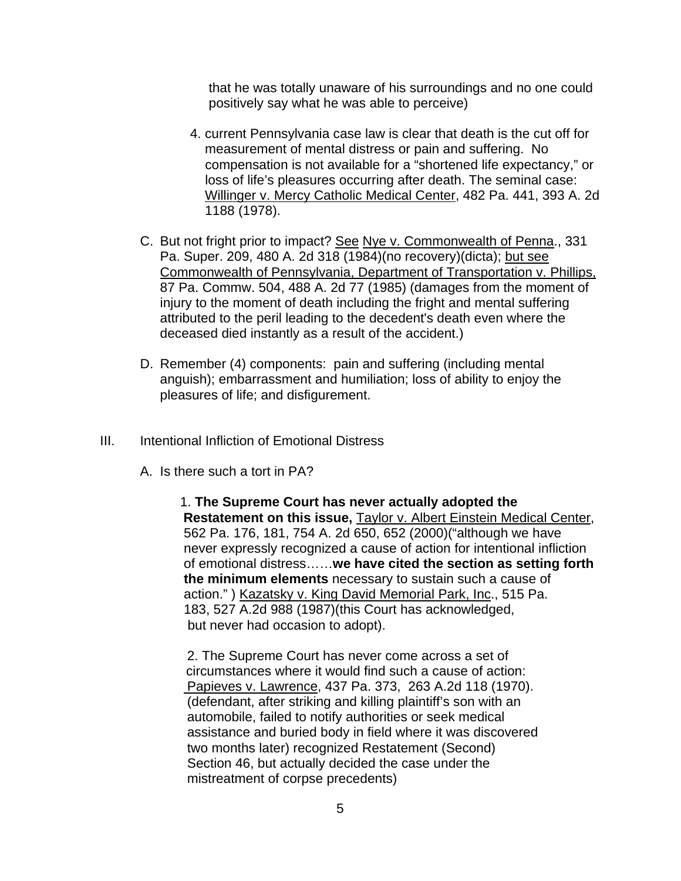that he was totally unaware of his surroundings and no one could positively say what he was able to perceive)

4. current Pennsylvania case law is clear that death is the cut off for measurement of mental distress or pain and suffering. No compensation is not available for a "shortened life expectancy," or loss of life's pleasures occurring after death. The seminal case: Willinger v. Mercy Catholic Medical Center, 482 Pa. 441, 393 A. 2d 1188 (1978).

C. But not fright prior to impact? See Nye v. Commonwealth of Penna., 331 Pa. Super. 209, 480 A. 2d 318 (1984)(no recovery)(dicta); but see Commonwealth of Pennsylvania, Department of Transportation v. Phillips, 87 Pa. Commw. 504, 488 A. 2d 77 (1985) (damages from the moment of injury to the moment of death including the fright and mental suffering attributed to the peril leading to the decedent's death even where the deceased died instantly as a result of the accident.)

D. Remember (4) components: pain and suffering (including mental anguish); embarrassment and humiliation; loss of ability to enjoy the pleasures of life; and disfigurement.

## III. Intentional Infliction of Emotional Distress

A. Is there such a tort in PA?

1. **The Supreme Court has never actually adopted the Restatement on this issue,** Taylor v. Albert Einstein Medical Center, 562 Pa. 176, 181, 754 A. 2d 650, 652 (2000)("although we have never expressly recognized a cause of action for intentional infliction of emotional distress……**we have cited the section as setting forth the minimum elements** necessary to sustain such a cause of action." ) Kazatsky v. King David Memorial Park, Inc., 515 Pa. 183, 527 A.2d 988 (1987)(this Court has acknowledged, but never had occasion to adopt).

2. The Supreme Court has never come across a set of circumstances where it would find such a cause of action: Papieves v. Lawrence, 437 Pa. 373, 263 A.2d 118 (1970). (defendant, after striking and killing plaintiff's son with an automobile, failed to notify authorities or seek medical assistance and buried body in field where it was discovered two months later) recognized Restatement (Second) Section 46, but actually decided the case under the mistreatment of corpse precedents)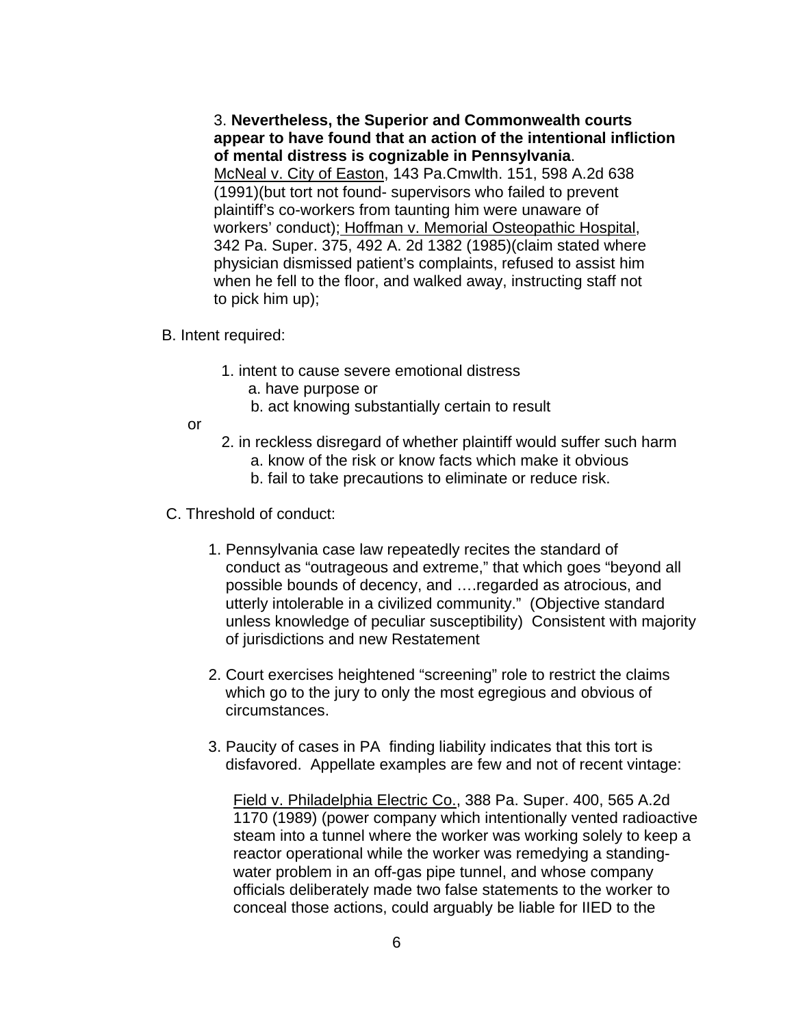3. **Nevertheless, the Superior and Commonwealth courts appear to have found that an action of the intentional infliction of mental distress is cognizable in Pennsylvania**. McNeal v. City of Easton, 143 Pa.Cmwlth. 151, 598 A.2d 638 (1991)(but tort not found- supervisors who failed to prevent plaintiff's co-workers from taunting him were unaware of workers' conduct); Hoffman v. Memorial Osteopathic Hospital, 342 Pa. Super. 375, 492 A. 2d 1382 (1985)(claim stated where physician dismissed patient's complaints, refused to assist him when he fell to the floor, and walked away, instructing staff not to pick him up);

B. Intent required:

1. intent to cause severe emotional distress
   a. have purpose or
   b. act knowing substantially certain to result

or

2. in reckless disregard of whether plaintiff would suffer such harm
   a. know of the risk or know facts which make it obvious
   b. fail to take precautions to eliminate or reduce risk.

C. Threshold of conduct:

1. Pennsylvania case law repeatedly recites the standard of conduct as "outrageous and extreme," that which goes "beyond all possible bounds of decency, and ….regarded as atrocious, and utterly intolerable in a civilized community." (Objective standard unless knowledge of peculiar susceptibility) Consistent with majority of jurisdictions and new Restatement

2. Court exercises heightened "screening" role to restrict the claims which go to the jury to only the most egregious and obvious of circumstances.

3. Paucity of cases in PA finding liability indicates that this tort is disfavored. Appellate examples are few and not of recent vintage:

   Field v. Philadelphia Electric Co., 388 Pa. Super. 400, 565 A.2d 1170 (1989) (power company which intentionally vented radioactive steam into a tunnel where the worker was working solely to keep a reactor operational while the worker was remedying a standing-water problem in an off-gas pipe tunnel, and whose company officials deliberately made two false statements to the worker to conceal those actions, could arguably be liable for IIED to the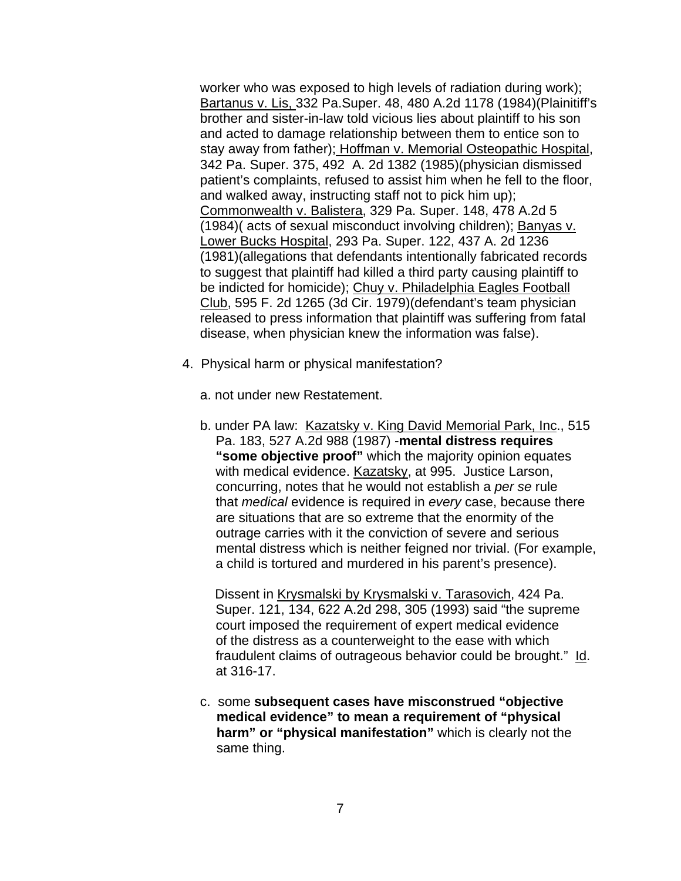worker who was exposed to high levels of radiation during work); Bartanus v. Lis, 332 Pa.Super. 48, 480 A.2d 1178 (1984)(Plainitiff's brother and sister-in-law told vicious lies about plaintiff to his son and acted to damage relationship between them to entice son to stay away from father); Hoffman v. Memorial Osteopathic Hospital, 342 Pa. Super. 375, 492 A. 2d 1382 (1985)(physician dismissed patient's complaints, refused to assist him when he fell to the floor, and walked away, instructing staff not to pick him up); Commonwealth v. Balistera, 329 Pa. Super. 148, 478 A.2d 5 (1984)( acts of sexual misconduct involving children); Banyas v. Lower Bucks Hospital, 293 Pa. Super. 122, 437 A. 2d 1236 (1981)(allegations that defendants intentionally fabricated records to suggest that plaintiff had killed a third party causing plaintiff to be indicted for homicide); Chuy v. Philadelphia Eagles Football Club, 595 F. 2d 1265 (3d Cir. 1979)(defendant's team physician released to press information that plaintiff was suffering from fatal disease, when physician knew the information was false).

4. Physical harm or physical manifestation?

   a. not under new Restatement.

   b. under PA law: Kazatsky v. King David Memorial Park, Inc., 515 Pa. 183, 527 A.2d 988 (1987) -**mental distress requires "some objective proof"** which the majority opinion equates with medical evidence. Kazatsky, at 995. Justice Larson, concurring, notes that he would not establish a *per se* rule that *medical* evidence is required in *every* case, because there are situations that are so extreme that the enormity of the outrage carries with it the conviction of severe and serious mental distress which is neither feigned nor trivial. (For example, a child is tortured and murdered in his parent's presence).

   Dissent in Krysmalski by Krysmalski v. Tarasovich, 424 Pa. Super. 121, 134, 622 A.2d 298, 305 (1993) said "the supreme court imposed the requirement of expert medical evidence of the distress as a counterweight to the ease with which fraudulent claims of outrageous behavior could be brought." Id. at 316-17.

   c. some **subsequent cases have misconstrued "objective medical evidence" to mean a requirement of "physical harm" or "physical manifestation"** which is clearly not the same thing.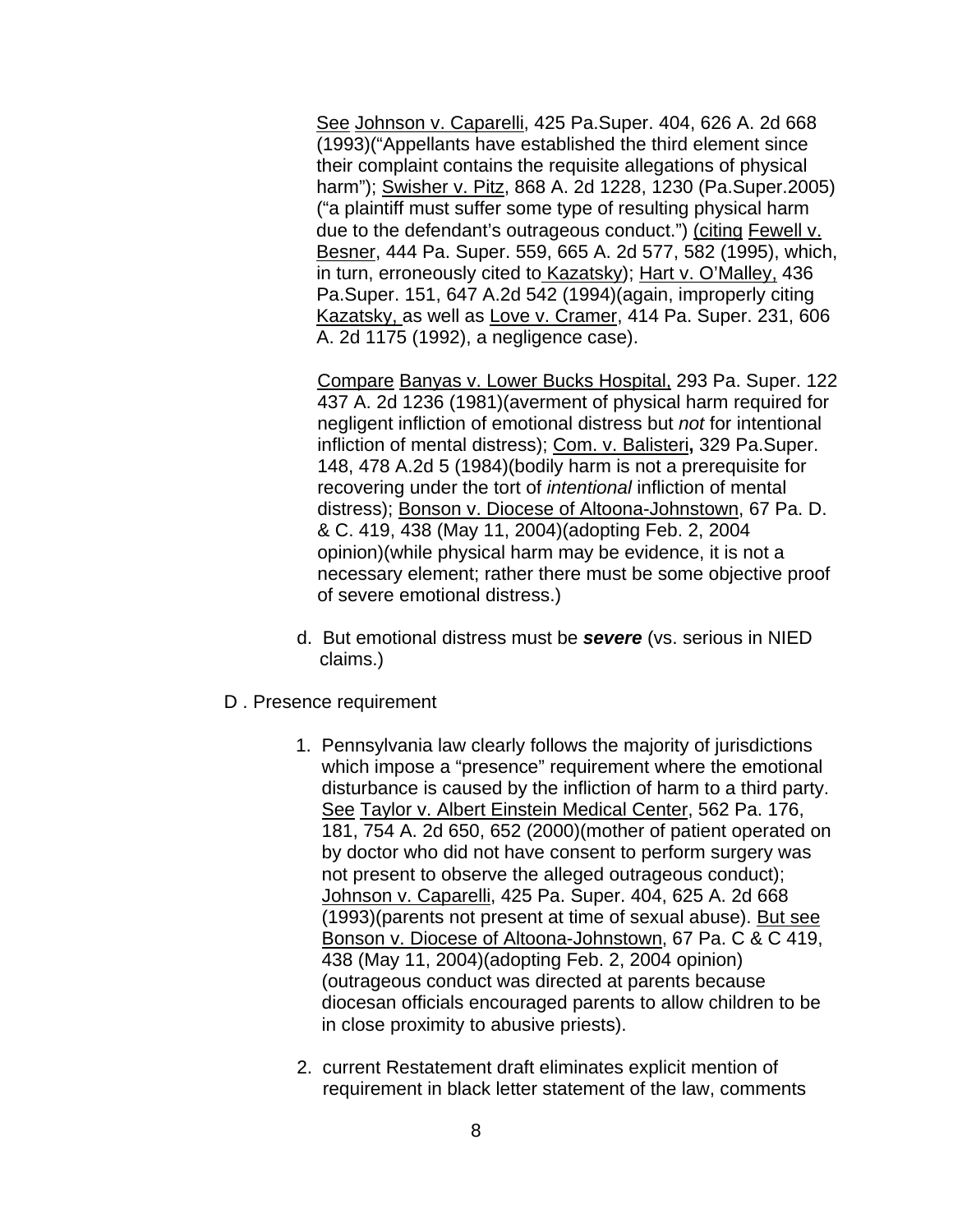See Johnson v. Caparelli, 425 Pa.Super. 404, 626 A. 2d 668 (1993)("Appellants have established the third element since their complaint contains the requisite allegations of physical harm"); Swisher v. Pitz, 868 A. 2d 1228, 1230 (Pa.Super.2005) ("a plaintiff must suffer some type of resulting physical harm due to the defendant's outrageous conduct.") (citing Fewell v. Besner, 444 Pa. Super. 559, 665 A. 2d 577, 582 (1995), which, in turn, erroneously cited to Kazatsky); Hart v. O'Malley, 436 Pa.Super. 151, 647 A.2d 542 (1994)(again, improperly citing Kazatsky, as well as Love v. Cramer, 414 Pa. Super. 231, 606 A. 2d 1175 (1992), a negligence case).

Compare Banyas v. Lower Bucks Hospital, 293 Pa. Super. 122 437 A. 2d 1236 (1981)(averment of physical harm required for negligent infliction of emotional distress but *not* for intentional infliction of mental distress); Com. v. Balisteri**,** 329 Pa.Super. 148, 478 A.2d 5 (1984)(bodily harm is not a prerequisite for recovering under the tort of *intentional* infliction of mental distress); Bonson v. Diocese of Altoona-Johnstown, 67 Pa. D. & C. 419, 438 (May 11, 2004)(adopting Feb. 2, 2004 opinion)(while physical harm may be evidence, it is not a necessary element; rather there must be some objective proof of severe emotional distress.)

d. But emotional distress must be ***severe*** (vs. serious in NIED claims.)

D . Presence requirement

1. Pennsylvania law clearly follows the majority of jurisdictions which impose a "presence" requirement where the emotional disturbance is caused by the infliction of harm to a third party. See Taylor v. Albert Einstein Medical Center, 562 Pa. 176, 181, 754 A. 2d 650, 652 (2000)(mother of patient operated on by doctor who did not have consent to perform surgery was not present to observe the alleged outrageous conduct); Johnson v. Caparelli, 425 Pa. Super. 404, 625 A. 2d 668 (1993)(parents not present at time of sexual abuse). But see Bonson v. Diocese of Altoona-Johnstown, 67 Pa. C & C 419, 438 (May 11, 2004)(adopting Feb. 2, 2004 opinion) (outrageous conduct was directed at parents because diocesan officials encouraged parents to allow children to be in close proximity to abusive priests).

2. current Restatement draft eliminates explicit mention of requirement in black letter statement of the law, comments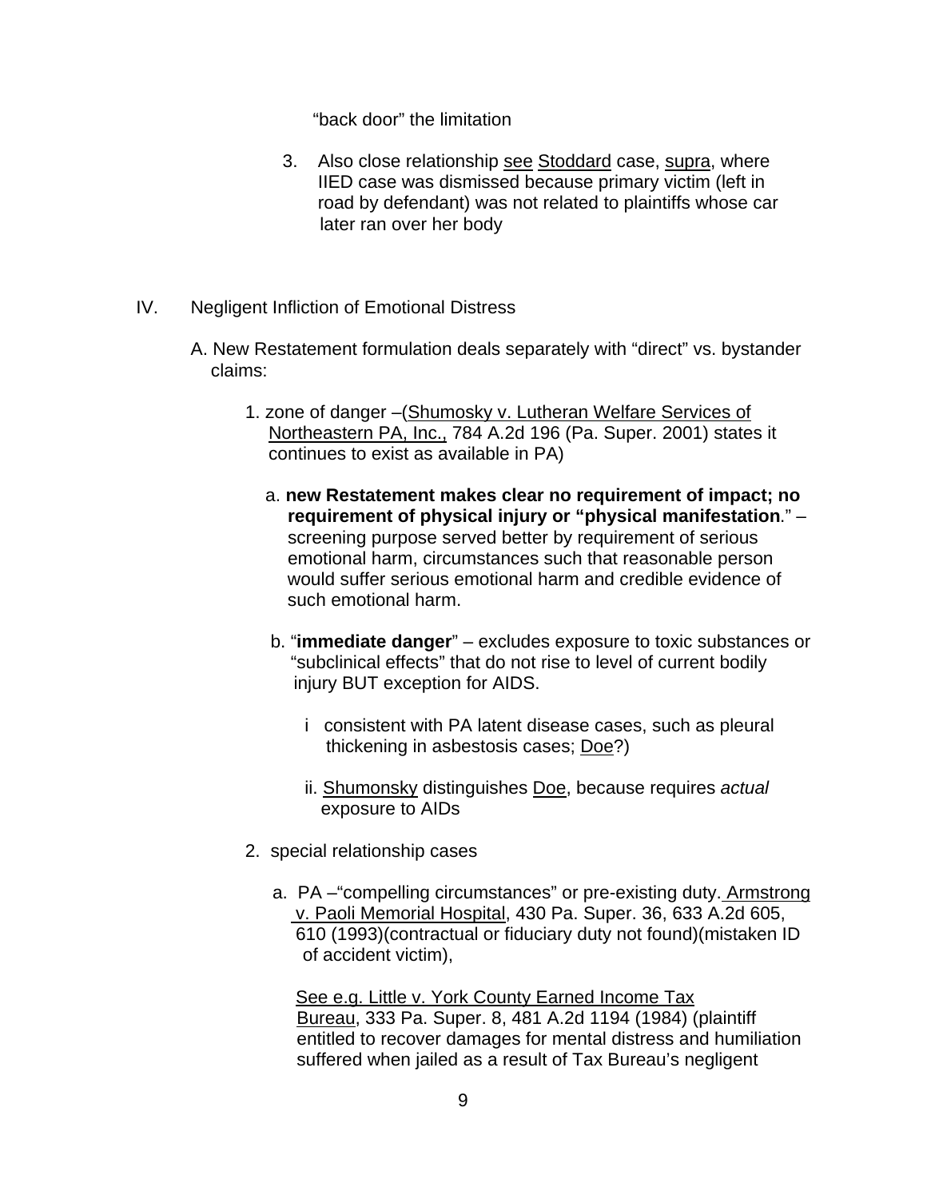"back door" the limitation

3. Also close relationship see Stoddard case, supra, where IIED case was dismissed because primary victim (left in road by defendant) was not related to plaintiffs whose car later ran over her body

IV. Negligent Infliction of Emotional Distress

A. New Restatement formulation deals separately with "direct" vs. bystander claims:

1. zone of danger –(Shumosky v. Lutheran Welfare Services of Northeastern PA, Inc., 784 A.2d 196 (Pa. Super. 2001) states it continues to exist as available in PA)

a. **new Restatement makes clear no requirement of impact; no requirement of physical injury or "physical manifestation**." – screening purpose served better by requirement of serious emotional harm, circumstances such that reasonable person would suffer serious emotional harm and credible evidence of such emotional harm.

b. "**immediate danger**" – excludes exposure to toxic substances or "subclinical effects" that do not rise to level of current bodily injury BUT exception for AIDS.

i consistent with PA latent disease cases, such as pleural thickening in asbestosis cases; Doe?)

ii. Shumonsky distinguishes Doe, because requires *actual* exposure to AIDs

2. special relationship cases

a. PA –"compelling circumstances" or pre-existing duty. Armstrong v. Paoli Memorial Hospital, 430 Pa. Super. 36, 633 A.2d 605, 610 (1993)(contractual or fiduciary duty not found)(mistaken ID of accident victim),

See e.g. Little v. York County Earned Income Tax Bureau, 333 Pa. Super. 8, 481 A.2d 1194 (1984) (plaintiff entitled to recover damages for mental distress and humiliation suffered when jailed as a result of Tax Bureau's negligent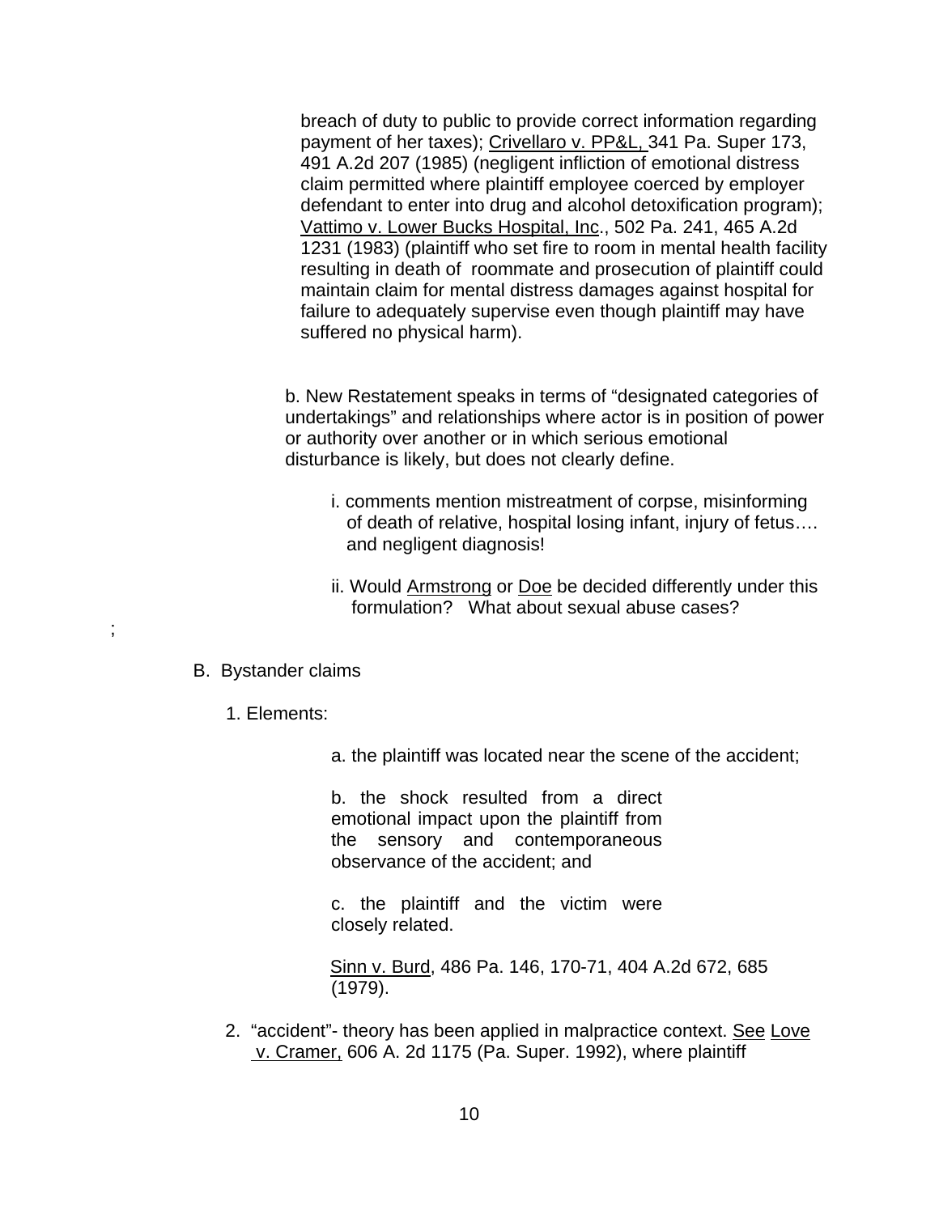breach of duty to public to provide correct information regarding payment of her taxes); Crivellaro v. PP&L, 341 Pa. Super 173, 491 A.2d 207 (1985) (negligent infliction of emotional distress claim permitted where plaintiff employee coerced by employer defendant to enter into drug and alcohol detoxification program); Vattimo v. Lower Bucks Hospital, Inc., 502 Pa. 241, 465 A.2d 1231 (1983) (plaintiff who set fire to room in mental health facility resulting in death of roommate and prosecution of plaintiff could maintain claim for mental distress damages against hospital for failure to adequately supervise even though plaintiff may have suffered no physical harm).

b. New Restatement speaks in terms of "designated categories of undertakings" and relationships where actor is in position of power or authority over another or in which serious emotional disturbance is likely, but does not clearly define.

i. comments mention mistreatment of corpse, misinforming of death of relative, hospital losing infant, injury of fetus…. and negligent diagnosis!

ii. Would Armstrong or Doe be decided differently under this formulation? What about sexual abuse cases?

;

B. Bystander claims

1. Elements:

a. the plaintiff was located near the scene of the accident;

b. the shock resulted from a direct emotional impact upon the plaintiff from the sensory and contemporaneous observance of the accident; and

c. the plaintiff and the victim were closely related.

Sinn v. Burd, 486 Pa. 146, 170-71, 404 A.2d 672, 685 (1979).

2. "accident"- theory has been applied in malpractice context. See Love v. Cramer, 606 A. 2d 1175 (Pa. Super. 1992), where plaintiff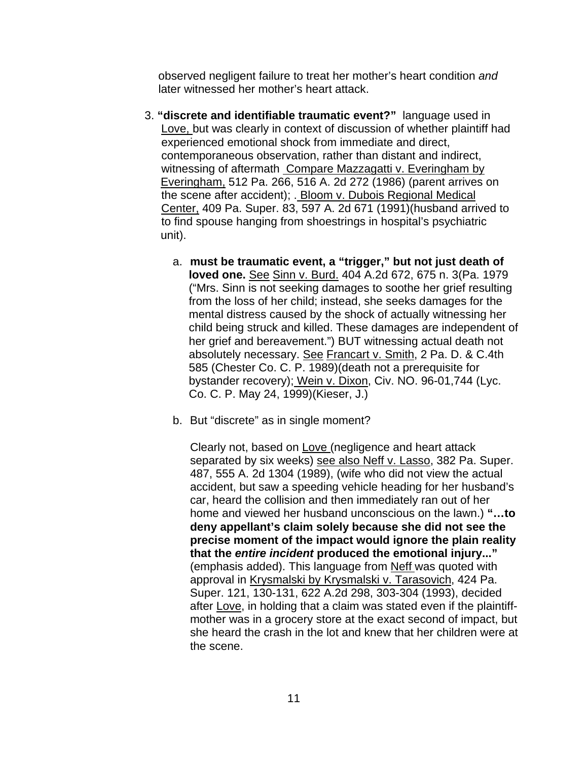observed negligent failure to treat her mother's heart condition *and* later witnessed her mother's heart attack.

3. **"discrete and identifiable traumatic event?"** language used in Love, but was clearly in context of discussion of whether plaintiff had experienced emotional shock from immediate and direct, contemporaneous observation, rather than distant and indirect, witnessing of aftermath Compare Mazzagatti v. Everingham by Everingham, 512 Pa. 266, 516 A. 2d 272 (1986) (parent arrives on the scene after accident); . Bloom v. Dubois Regional Medical Center, 409 Pa. Super. 83, 597 A. 2d 671 (1991)(husband arrived to to find spouse hanging from shoestrings in hospital's psychiatric unit).

   a. **must be traumatic event, a "trigger," but not just death of loved one.** See Sinn v. Burd. 404 A.2d 672, 675 n. 3(Pa. 1979 ("Mrs. Sinn is not seeking damages to soothe her grief resulting from the loss of her child; instead, she seeks damages for the mental distress caused by the shock of actually witnessing her child being struck and killed. These damages are independent of her grief and bereavement.") BUT witnessing actual death not absolutely necessary. See Francart v. Smith, 2 Pa. D. & C.4th 585 (Chester Co. C. P. 1989)(death not a prerequisite for bystander recovery); Wein v. Dixon, Civ. NO. 96-01,744 (Lyc. Co. C. P. May 24, 1999)(Kieser, J.)

   b. But "discrete" as in single moment?

      Clearly not, based on Love (negligence and heart attack separated by six weeks) see also Neff v. Lasso, 382 Pa. Super. 487, 555 A. 2d 1304 (1989), (wife who did not view the actual accident, but saw a speeding vehicle heading for her husband's car, heard the collision and then immediately ran out of her home and viewed her husband unconscious on the lawn.) **"…to deny appellant's claim solely because she did not see the precise moment of the impact would ignore the plain reality that the *entire incident* produced the emotional injury..."** (emphasis added). This language from Neff was quoted with approval in Krysmalski by Krysmalski v. Tarasovich, 424 Pa. Super. 121, 130-131, 622 A.2d 298, 303-304 (1993), decided after Love, in holding that a claim was stated even if the plaintiff-mother was in a grocery store at the exact second of impact, but she heard the crash in the lot and knew that her children were at the scene.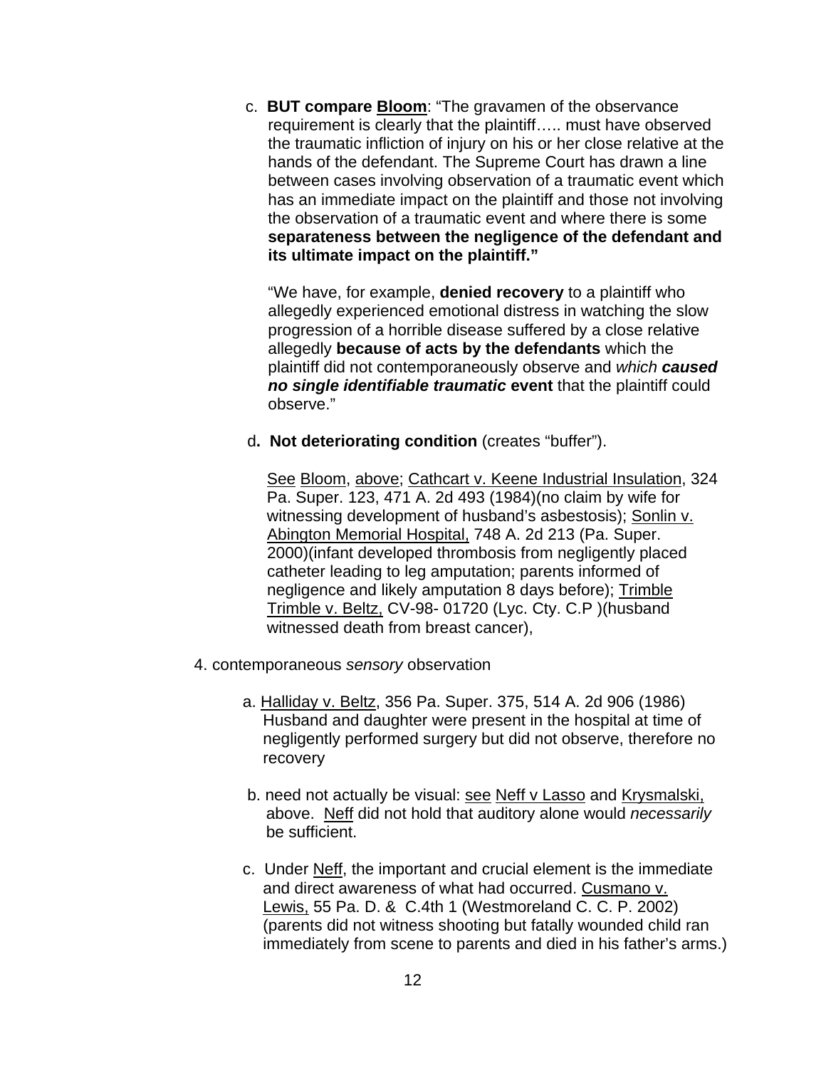c. **BUT compare Bloom**: "The gravamen of the observance requirement is clearly that the plaintiff….. must have observed the traumatic infliction of injury on his or her close relative at the hands of the defendant. The Supreme Court has drawn a line between cases involving observation of a traumatic event which has an immediate impact on the plaintiff and those not involving the observation of a traumatic event and where there is some **separateness between the negligence of the defendant and its ultimate impact on the plaintiff."**

"We have, for example, **denied recovery** to a plaintiff who allegedly experienced emotional distress in watching the slow progression of a horrible disease suffered by a close relative allegedly **because of acts by the defendants** which the plaintiff did not contemporaneously observe and *which* ***caused no single identifiable traumatic*** **event** that the plaintiff could observe."

d**. Not deteriorating condition** (creates "buffer").

See Bloom, above; Cathcart v. Keene Industrial Insulation, 324 Pa. Super. 123, 471 A. 2d 493 (1984)(no claim by wife for witnessing development of husband's asbestosis); Sonlin v. Abington Memorial Hospital, 748 A. 2d 213 (Pa. Super. 2000)(infant developed thrombosis from negligently placed catheter leading to leg amputation; parents informed of negligence and likely amputation 8 days before); Trimble Trimble v. Beltz, CV-98- 01720 (Lyc. Cty. C.P )(husband witnessed death from breast cancer),

4. contemporaneous *sensory* observation

a. Halliday v. Beltz, 356 Pa. Super. 375, 514 A. 2d 906 (1986) Husband and daughter were present in the hospital at time of negligently performed surgery but did not observe, therefore no recovery

b. need not actually be visual: see Neff v Lasso and Krysmalski, above. Neff did not hold that auditory alone would *necessarily* be sufficient.

c. Under Neff, the important and crucial element is the immediate and direct awareness of what had occurred. Cusmano v. Lewis, 55 Pa. D. & C.4th 1 (Westmoreland C. C. P. 2002) (parents did not witness shooting but fatally wounded child ran immediately from scene to parents and died in his father's arms.)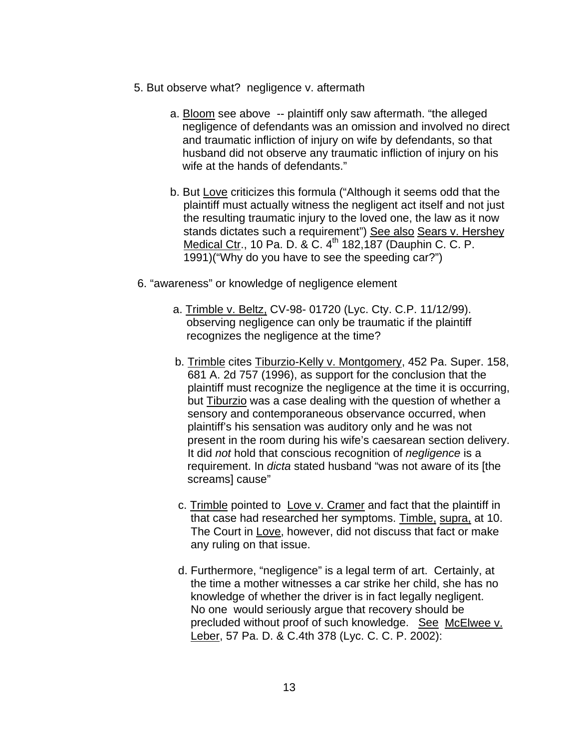5. But observe what? negligence v. aftermath

   a. Bloom see above -- plaintiff only saw aftermath. "the alleged negligence of defendants was an omission and involved no direct and traumatic infliction of injury on wife by defendants, so that husband did not observe any traumatic infliction of injury on his wife at the hands of defendants."

   b. But Love criticizes this formula ("Although it seems odd that the plaintiff must actually witness the negligent act itself and not just the resulting traumatic injury to the loved one, the law as it now stands dictates such a requirement") See also Sears v. Hershey Medical Ctr., 10 Pa. D. & C. 4th 182,187 (Dauphin C. C. P. 1991)("Why do you have to see the speeding car?")

6. "awareness" or knowledge of negligence element

   a. Trimble v. Beltz, CV-98- 01720 (Lyc. Cty. C.P. 11/12/99). observing negligence can only be traumatic if the plaintiff recognizes the negligence at the time?

   b. Trimble cites Tiburzio-Kelly v. Montgomery, 452 Pa. Super. 158, 681 A. 2d 757 (1996), as support for the conclusion that the plaintiff must recognize the negligence at the time it is occurring, but Tiburzio was a case dealing with the question of whether a sensory and contemporaneous observance occurred, when plaintiff's his sensation was auditory only and he was not present in the room during his wife's caesarean section delivery. It did *not* hold that conscious recognition of *negligence* is a requirement. In *dicta* stated husband "was not aware of its [the screams] cause"

   c. Trimble pointed to Love v. Cramer and fact that the plaintiff in that case had researched her symptoms. Timble, supra, at 10. The Court in Love, however, did not discuss that fact or make any ruling on that issue.

   d. Furthermore, "negligence" is a legal term of art. Certainly, at the time a mother witnesses a car strike her child, she has no knowledge of whether the driver is in fact legally negligent. No one would seriously argue that recovery should be precluded without proof of such knowledge. See McElwee v. Leber, 57 Pa. D. & C.4th 378 (Lyc. C. C. P. 2002):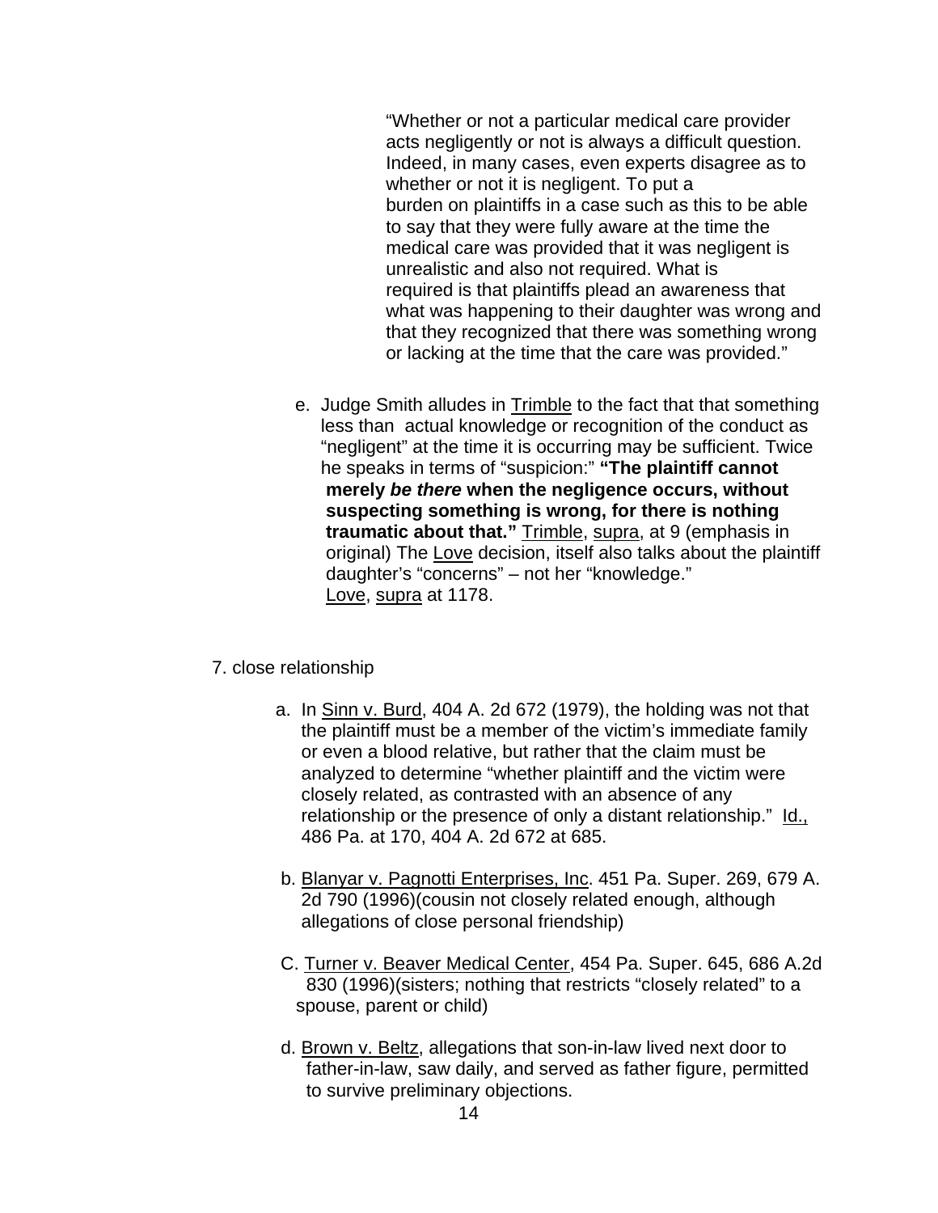> "Whether or not a particular medical care provider acts negligently or not is always a difficult question. Indeed, in many cases, even experts disagree as to whether or not it is negligent. To put a burden on plaintiffs in a case such as this to be able to say that they were fully aware at the time the medical care was provided that it was negligent is unrealistic and also not required. What is required is that plaintiffs plead an awareness that what was happening to their daughter was wrong and that they recognized that there was something wrong or lacking at the time that the care was provided."

e. Judge Smith alludes in Trimble to the fact that that something less than actual knowledge or recognition of the conduct as "negligent" at the time it is occurring may be sufficient. Twice he speaks in terms of "suspicion:" **"The plaintiff cannot merely *be there* when the negligence occurs, without suspecting something is wrong, for there is nothing traumatic about that."** Trimble, supra, at 9 (emphasis in original) The Love decision, itself also talks about the plaintiff daughter's "concerns" – not her "knowledge." Love, supra at 1178.

7. close relationship

a. In Sinn v. Burd, 404 A. 2d 672 (1979), the holding was not that the plaintiff must be a member of the victim's immediate family or even a blood relative, but rather that the claim must be analyzed to determine "whether plaintiff and the victim were closely related, as contrasted with an absence of any relationship or the presence of only a distant relationship." Id., 486 Pa. at 170, 404 A. 2d 672 at 685.

b. Blanyar v. Pagnotti Enterprises, Inc. 451 Pa. Super. 269, 679 A. 2d 790 (1996)(cousin not closely related enough, although allegations of close personal friendship)

C. Turner v. Beaver Medical Center, 454 Pa. Super. 645, 686 A.2d 830 (1996)(sisters; nothing that restricts "closely related" to a spouse, parent or child)

d. Brown v. Beltz, allegations that son-in-law lived next door to father-in-law, saw daily, and served as father figure, permitted to survive preliminary objections.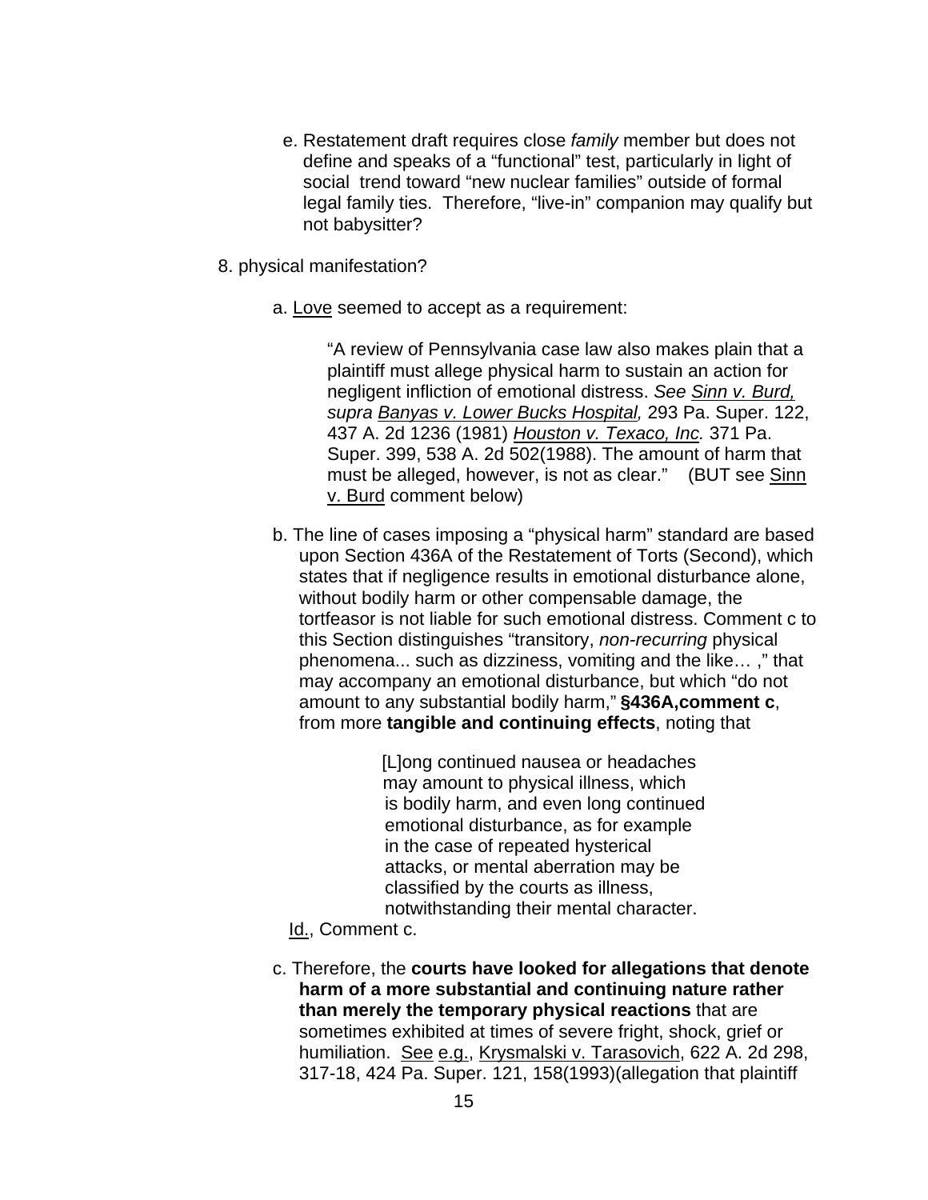e. Restatement draft requires close *family* member but does not define and speaks of a "functional" test, particularly in light of social trend toward "new nuclear families" outside of formal legal family ties. Therefore, "live-in" companion may qualify but not babysitter?

8. physical manifestation?

a. Love seemed to accept as a requirement:

> "A review of Pennsylvania case law also makes plain that a plaintiff must allege physical harm to sustain an action for negligent infliction of emotional distress. *See Sinn v. Burd, supra Banyas v. Lower Bucks Hospital,* 293 Pa. Super. 122, 437 A. 2d 1236 (1981) *Houston v. Texaco, Inc.* 371 Pa. Super. 399, 538 A. 2d 502(1988). The amount of harm that must be alleged, however, is not as clear." (BUT see Sinn v. Burd comment below)

b. The line of cases imposing a "physical harm" standard are based upon Section 436A of the Restatement of Torts (Second), which states that if negligence results in emotional disturbance alone, without bodily harm or other compensable damage, the tortfeasor is not liable for such emotional distress. Comment c to this Section distinguishes "transitory, *non-recurring* physical phenomena... such as dizziness, vomiting and the like… ," that may accompany an emotional disturbance, but which "do not amount to any substantial bodily harm," **§436A,comment c**, from more **tangible and continuing effects**, noting that

> [L]ong continued nausea or headaches may amount to physical illness, which is bodily harm, and even long continued emotional disturbance, as for example in the case of repeated hysterical attacks, or mental aberration may be classified by the courts as illness, notwithstanding their mental character.

Id., Comment c.

c. Therefore, the **courts have looked for allegations that denote harm of a more substantial and continuing nature rather than merely the temporary physical reactions** that are sometimes exhibited at times of severe fright, shock, grief or humiliation. See e.g., Krysmalski v. Tarasovich, 622 A. 2d 298, 317-18, 424 Pa. Super. 121, 158(1993)(allegation that plaintiff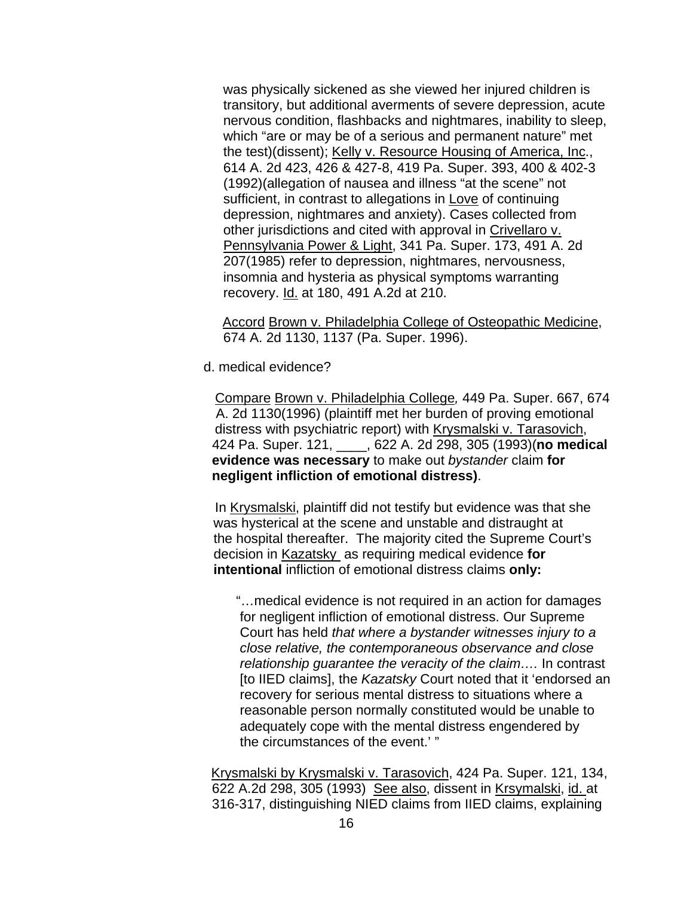was physically sickened as she viewed her injured children is transitory, but additional averments of severe depression, acute nervous condition, flashbacks and nightmares, inability to sleep, which "are or may be of a serious and permanent nature" met the test)(dissent); Kelly v. Resource Housing of America, Inc., 614 A. 2d 423, 426 & 427-8, 419 Pa. Super. 393, 400 & 402-3 (1992)(allegation of nausea and illness "at the scene" not sufficient, in contrast to allegations in Love of continuing depression, nightmares and anxiety). Cases collected from other jurisdictions and cited with approval in Crivellaro v. Pennsylvania Power & Light, 341 Pa. Super. 173, 491 A. 2d 207(1985) refer to depression, nightmares, nervousness, insomnia and hysteria as physical symptoms warranting recovery. Id. at 180, 491 A.2d at 210.

Accord Brown v. Philadelphia College of Osteopathic Medicine, 674 A. 2d 1130, 1137 (Pa. Super. 1996).

d. medical evidence?

Compare Brown v. Philadelphia College*,* 449 Pa. Super. 667, 674 A. 2d 1130(1996) (plaintiff met her burden of proving emotional distress with psychiatric report) with Krysmalski v. Tarasovich, 424 Pa. Super. 121, ____, 622 A. 2d 298, 305 (1993)(**no medical evidence was necessary** to make out *bystander* claim **for negligent infliction of emotional distress)**.

In Krysmalski, plaintiff did not testify but evidence was that she was hysterical at the scene and unstable and distraught at the hospital thereafter. The majority cited the Supreme Court's decision in Kazatsky as requiring medical evidence **for intentional** infliction of emotional distress claims **only:**

> "…medical evidence is not required in an action for damages for negligent infliction of emotional distress. Our Supreme Court has held *that where a bystander witnesses injury to a close relative, the contemporaneous observance and close relationship guarantee the veracity of the claim….* In contrast [to IIED claims], the *Kazatsky* Court noted that it 'endorsed an recovery for serious mental distress to situations where a reasonable person normally constituted would be unable to adequately cope with the mental distress engendered by the circumstances of the event.' "

Krysmalski by Krysmalski v. Tarasovich, 424 Pa. Super. 121, 134, 622 A.2d 298, 305 (1993) See also, dissent in Krsymalski, id. at 316-317, distinguishing NIED claims from IIED claims, explaining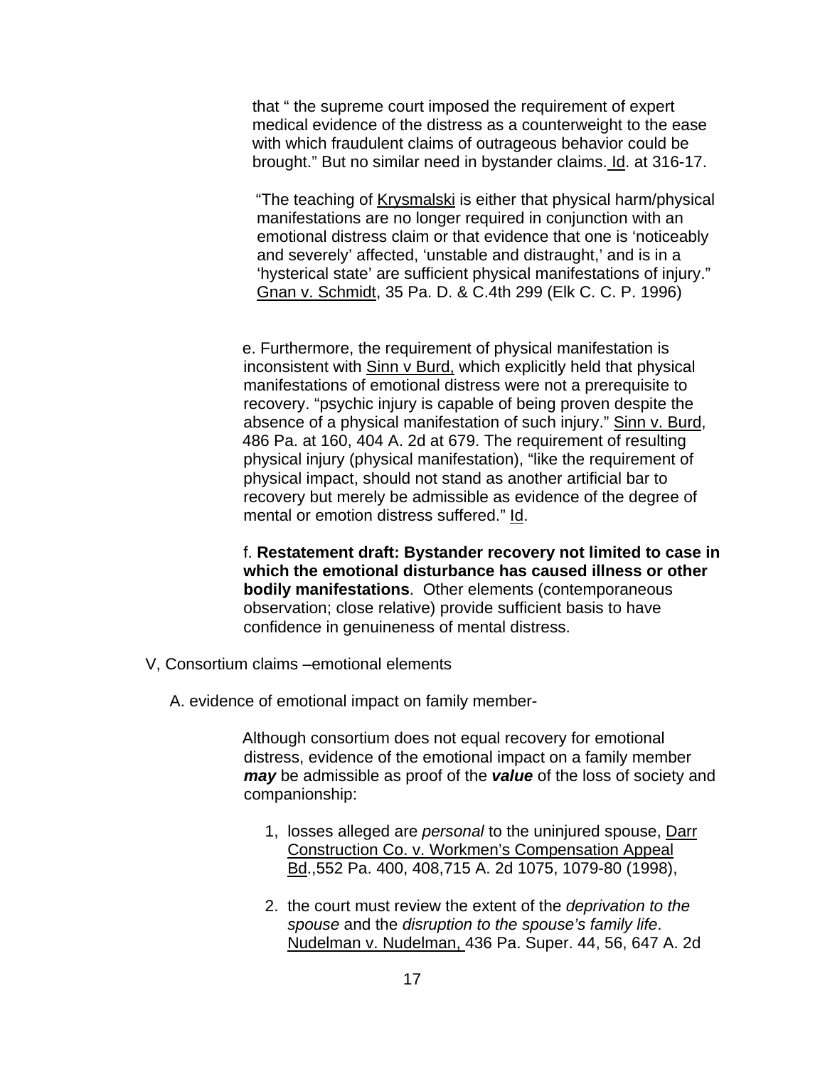that " the supreme court imposed the requirement of expert medical evidence of the distress as a counterweight to the ease with which fraudulent claims of outrageous behavior could be brought." But no similar need in bystander claims. Id. at 316-17.

"The teaching of Krysmalski is either that physical harm/physical manifestations are no longer required in conjunction with an emotional distress claim or that evidence that one is 'noticeably and severely' affected, 'unstable and distraught,' and is in a 'hysterical state' are sufficient physical manifestations of injury." Gnan v. Schmidt, 35 Pa. D. & C.4th 299 (Elk C. C. P. 1996)

e. Furthermore, the requirement of physical manifestation is inconsistent with Sinn v Burd, which explicitly held that physical manifestations of emotional distress were not a prerequisite to recovery. "psychic injury is capable of being proven despite the absence of a physical manifestation of such injury." Sinn v. Burd, 486 Pa. at 160, 404 A. 2d at 679. The requirement of resulting physical injury (physical manifestation), "like the requirement of physical impact, should not stand as another artificial bar to recovery but merely be admissible as evidence of the degree of mental or emotion distress suffered." Id.

f. **Restatement draft: Bystander recovery not limited to case in which the emotional disturbance has caused illness or other bodily manifestations**. Other elements (contemporaneous observation; close relative) provide sufficient basis to have confidence in genuineness of mental distress.

V, Consortium claims –emotional elements

A. evidence of emotional impact on family member-

Although consortium does not equal recovery for emotional distress, evidence of the emotional impact on a family member ***may*** be admissible as proof of the ***value*** of the loss of society and companionship:

1, losses alleged are *personal* to the uninjured spouse, Darr Construction Co. v. Workmen's Compensation Appeal Bd.,552 Pa. 400, 408,715 A. 2d 1075, 1079-80 (1998),

2. the court must review the extent of the *deprivation to the spouse* and the *disruption to the spouse's family life*. Nudelman v. Nudelman, 436 Pa. Super. 44, 56, 647 A. 2d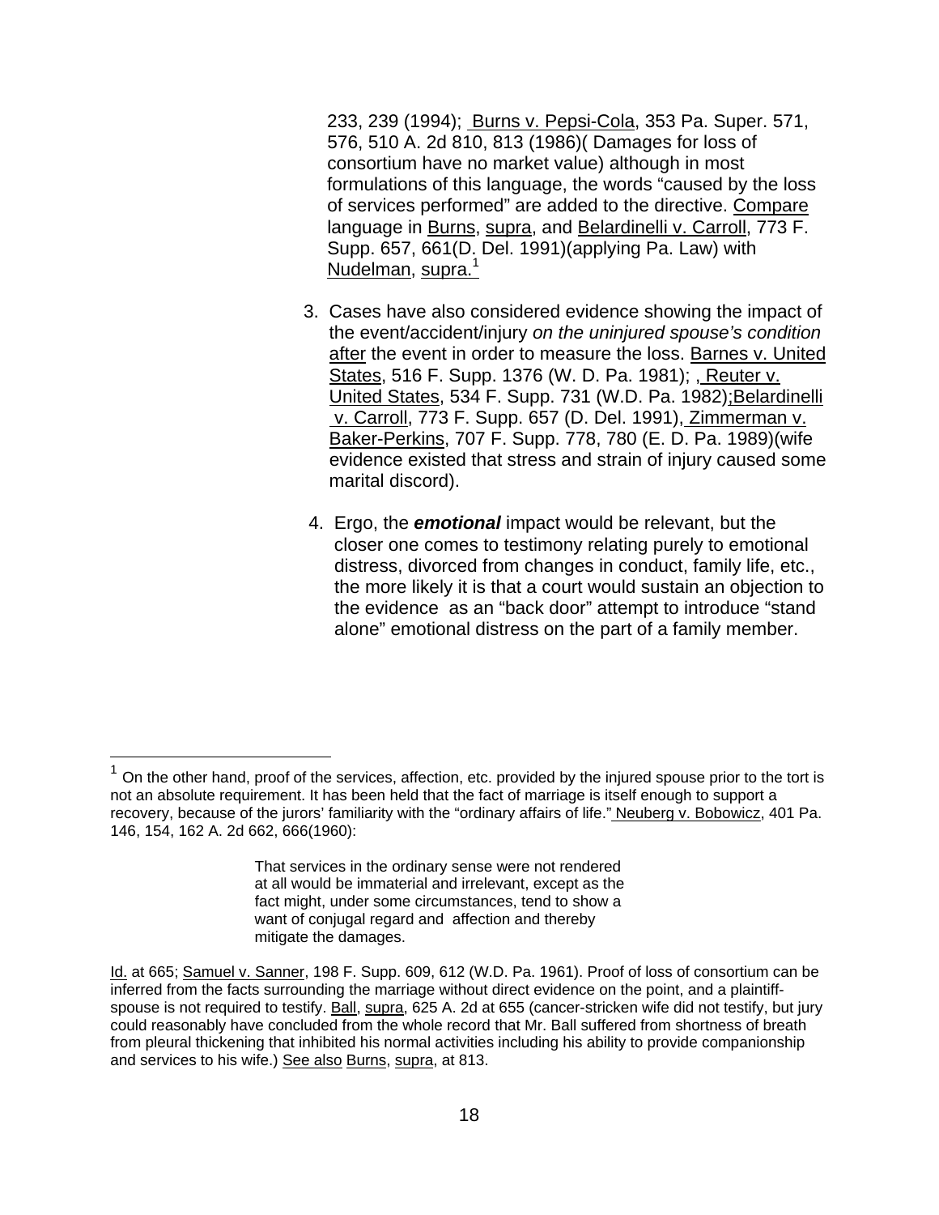233, 239 (1994); Burns v. Pepsi-Cola, 353 Pa. Super. 571, 576, 510 A. 2d 810, 813 (1986)( Damages for loss of consortium have no market value) although in most formulations of this language, the words "caused by the loss of services performed" are added to the directive. Compare language in Burns, supra, and Belardinelli v. Carroll, 773 F. Supp. 657, 661(D. Del. 1991)(applying Pa. Law) with Nudelman, supra.[1]

3. Cases have also considered evidence showing the impact of the event/accident/injury *on the uninjured spouse's condition* after the event in order to measure the loss. Barnes v. United States, 516 F. Supp. 1376 (W. D. Pa. 1981); , Reuter v. United States, 534 F. Supp. 731 (W.D. Pa. 1982);Belardinelli v. Carroll, 773 F. Supp. 657 (D. Del. 1991), Zimmerman v. Baker-Perkins, 707 F. Supp. 778, 780 (E. D. Pa. 1989)(wife evidence existed that stress and strain of injury caused some marital discord).

4. Ergo, the ***emotional*** impact would be relevant, but the closer one comes to testimony relating purely to emotional distress, divorced from changes in conduct, family life, etc., the more likely it is that a court would sustain an objection to the evidence as an "back door" attempt to introduce "stand alone" emotional distress on the part of a family member.

---

[1] On the other hand, proof of the services, affection, etc. provided by the injured spouse prior to the tort is not an absolute requirement. It has been held that the fact of marriage is itself enough to support a recovery, because of the jurors' familiarity with the "ordinary affairs of life." Neuberg v. Bobowicz, 401 Pa. 146, 154, 162 A. 2d 662, 666(1960):

> That services in the ordinary sense were not rendered at all would be immaterial and irrelevant, except as the fact might, under some circumstances, tend to show a want of conjugal regard and affection and thereby mitigate the damages.

Id. at 665; Samuel v. Sanner, 198 F. Supp. 609, 612 (W.D. Pa. 1961). Proof of loss of consortium can be inferred from the facts surrounding the marriage without direct evidence on the point, and a plaintiff-spouse is not required to testify. Ball, supra, 625 A. 2d at 655 (cancer-stricken wife did not testify, but jury could reasonably have concluded from the whole record that Mr. Ball suffered from shortness of breath from pleural thickening that inhibited his normal activities including his ability to provide companionship and services to his wife.) See also Burns, supra, at 813.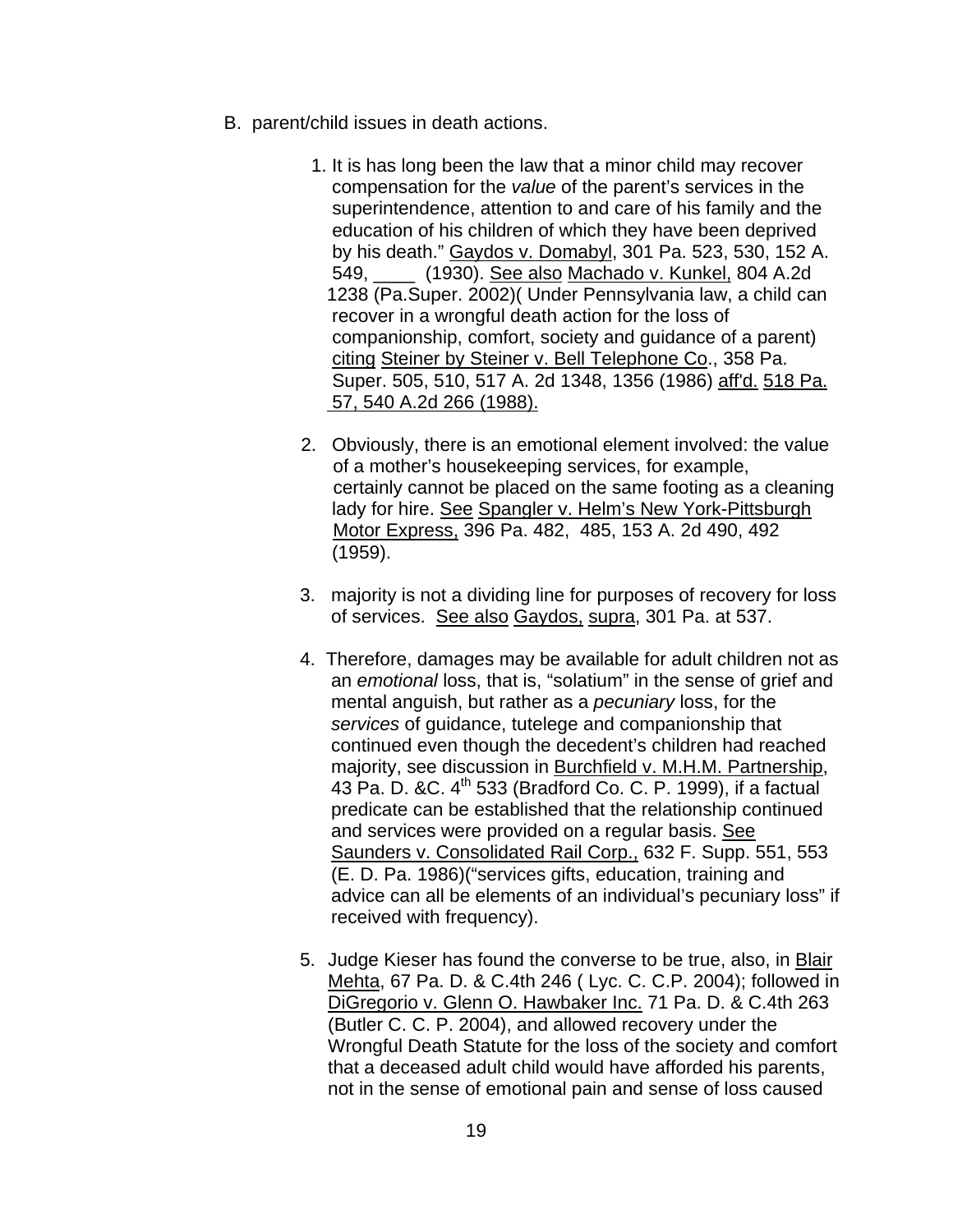B. parent/child issues in death actions.

1. It is has long been the law that a minor child may recover compensation for the *value* of the parent's services in the superintendence, attention to and care of his family and the education of his children of which they have been deprived by his death." Gaydos v. Domabyl, 301 Pa. 523, 530, 152 A. 549, ____ (1930). See also Machado v. Kunkel, 804 A.2d 1238 (Pa.Super. 2002)( Under Pennsylvania law, a child can recover in a wrongful death action for the loss of companionship, comfort, society and guidance of a parent) citing Steiner by Steiner v. Bell Telephone Co., 358 Pa. Super. 505, 510, 517 A. 2d 1348, 1356 (1986) aff'd. 518 Pa. 57, 540 A.2d 266 (1988).

2. Obviously, there is an emotional element involved: the value of a mother's housekeeping services, for example, certainly cannot be placed on the same footing as a cleaning lady for hire. See Spangler v. Helm's New York-Pittsburgh Motor Express, 396 Pa. 482, 485, 153 A. 2d 490, 492 (1959).

3. majority is not a dividing line for purposes of recovery for loss of services. See also Gaydos, supra, 301 Pa. at 537.

4. Therefore, damages may be available for adult children not as an *emotional* loss, that is, "solatium" in the sense of grief and mental anguish, but rather as a *pecuniary* loss, for the *services* of guidance, tutelege and companionship that continued even though the decedent's children had reached majority, see discussion in Burchfield v. M.H.M. Partnership, 43 Pa. D. &C. 4th 533 (Bradford Co. C. P. 1999), if a factual predicate can be established that the relationship continued and services were provided on a regular basis. See Saunders v. Consolidated Rail Corp., 632 F. Supp. 551, 553 (E. D. Pa. 1986)("services gifts, education, training and advice can all be elements of an individual's pecuniary loss" if received with frequency).

5. Judge Kieser has found the converse to be true, also, in Blair Mehta, 67 Pa. D. & C.4th 246 ( Lyc. C. C.P. 2004); followed in DiGregorio v. Glenn O. Hawbaker Inc. 71 Pa. D. & C.4th 263 (Butler C. C. P. 2004), and allowed recovery under the Wrongful Death Statute for the loss of the society and comfort that a deceased adult child would have afforded his parents, not in the sense of emotional pain and sense of loss caused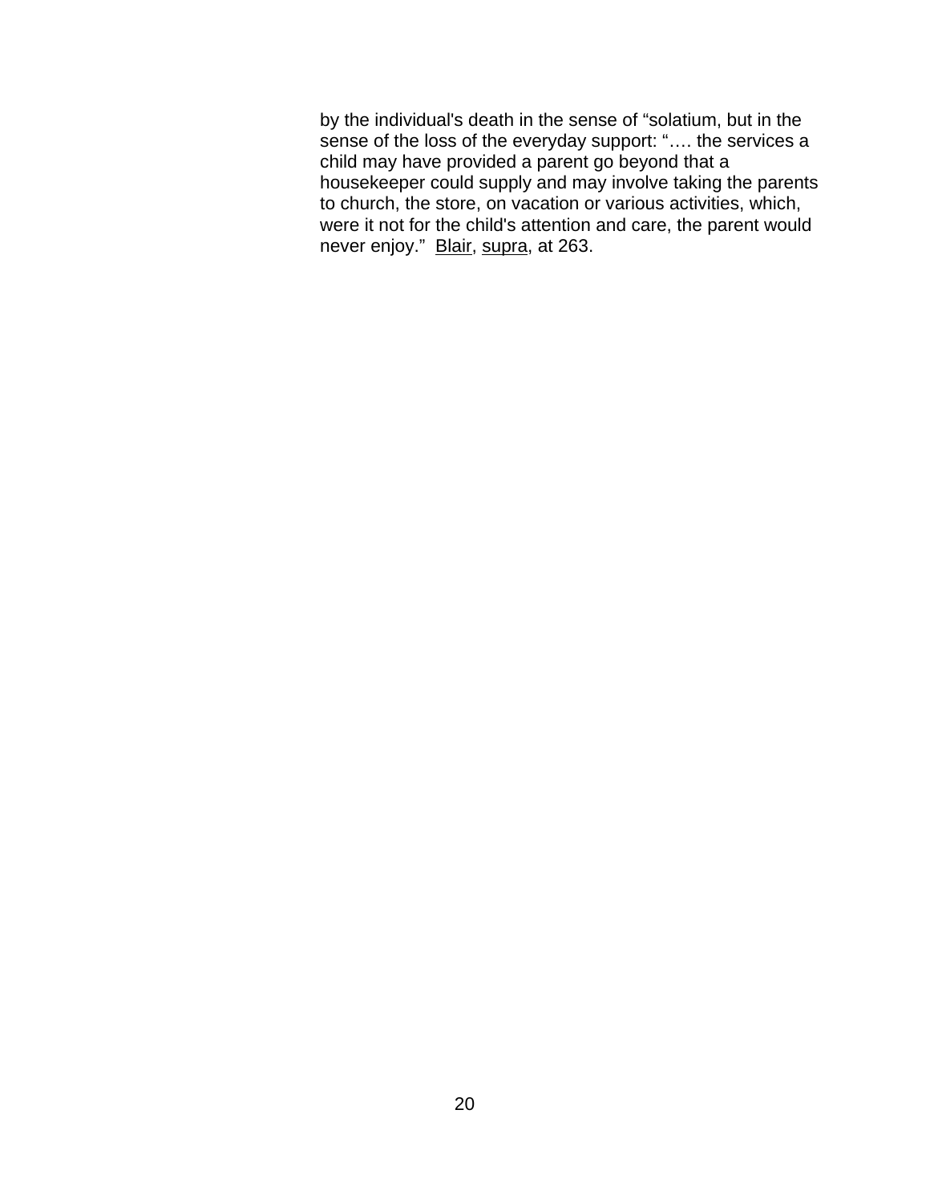by the individual's death in the sense of “solatium, but in the sense of the loss of the everyday support: “…. the services a child may have provided a parent go beyond that a housekeeper could supply and may involve taking the parents to church, the store, on vacation or various activities, which, were it not for the child's attention and care, the parent would never enjoy.” Blair, supra, at 263.